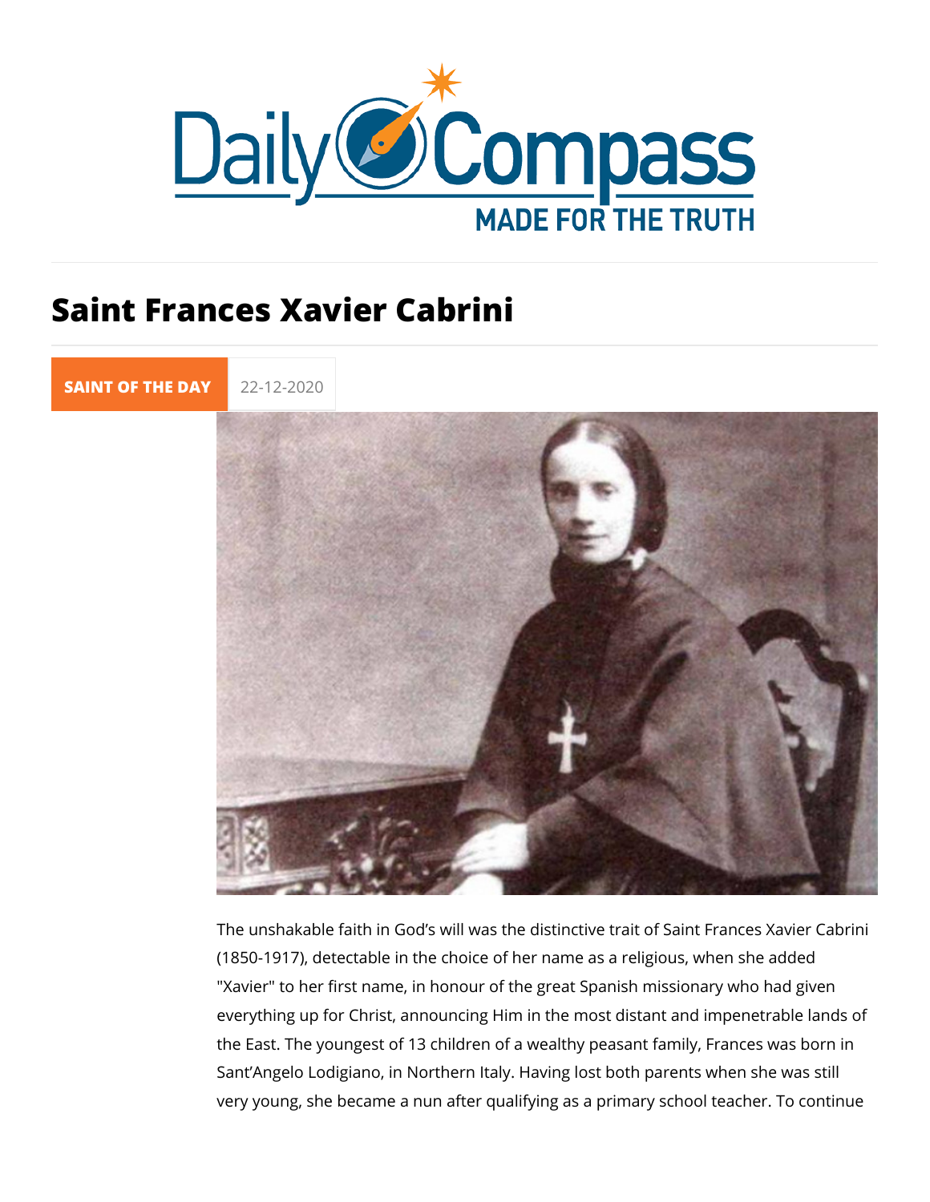# Saint Frances Xavier Cabrini

SAINT OF THE DAY 22-12-2020

The unshakable faith in God's will was the distinctive trait of Saint Frances Xavier Cabrini (1850-1917), detectable in the choice of her name as a religious, when she added "Xavier" to her first name, in honour of the great Spanish missionary who had given everything up for Christ, announcing Him in the most distant and impenetrable lands of the East. The youngest of 13 children of a wealthy peasant family, Frances was born in Sant'Angelo Lodigiano, in Northern Italy. Having lost both parents when she was still very young, she became a nun after qualifying as a primary school teacher. To continue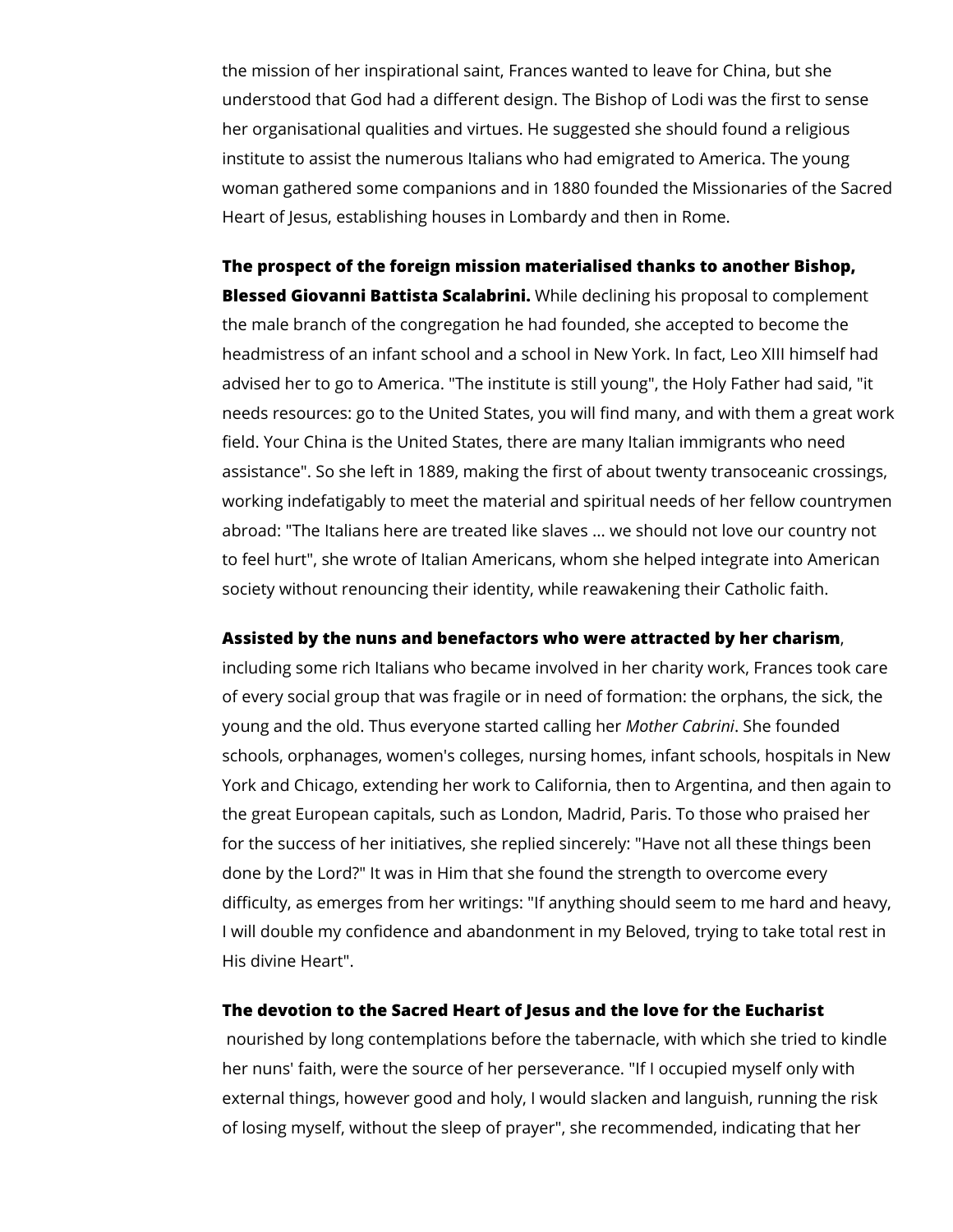the mission of her inspirational saint, Frances wanted to leave for China, but she understood that God had a different design. The Bishop of Lodi was the first to sense her organisational qualities and virtues. He suggested she should found a religious institute to assist the numerous Italians who had emigrated to America. The young woman gathered some companions and in 1880 founded the Missionaries of the Sacred Heart of Jesus, establishing houses in Lombardy and then in Rome.

**The prospect of the foreign mission materialised thanks to another Bishop, Blessed Giovanni Battista Scalabrini.** While declining his proposal to complement the male branch of the congregation he had founded, she accepted to become the headmistress of an infant school and a school in New York. In fact, Leo XIII himself had advised her to go to America. "The institute is still young", the Holy Father had said, "it needs resources: go to the United States, you will find many, and with them a great work field. Your China is the United States, there are many Italian immigrants who need assistance". So she left in 1889, making the first of about twenty transoceanic crossings, working indefatigably to meet the material and spiritual needs of her fellow countrymen abroad: "The Italians here are treated like slaves ... we should not love our country not to feel hurt", she wrote of Italian Americans, whom she helped integrate into American society without renouncing their identity, while reawakening their Catholic faith.

**Assisted by the nuns and benefactors who were attracted by her charism**, including some rich Italians who became involved in her charity work, Frances took care of every social group that was fragile or in need of formation: the orphans, the sick, the young and the old. Thus everyone started calling her *Mother Cabrini*. She founded schools, orphanages, women's colleges, nursing homes, infant schools, hospitals in New York and Chicago, extending her work to California, then to Argentina, and then again to the great European capitals, such as London, Madrid, Paris. To those who praised her for the success of her initiatives, she replied sincerely: "Have not all these things been done by the Lord?" It was in Him that she found the strength to overcome every difficulty, as emerges from her writings: "If anything should seem to me hard and heavy, I will double my confidence and abandonment in my Beloved, trying to take total rest in His divine Heart".

**The devotion to the Sacred Heart of Jesus and the love for the Eucharist** nourished by long contemplations before the tabernacle, with which she tried to kindle her nuns' faith, were the source of her perseverance. "If I occupied myself only with external things, however good and holy, I would slacken and languish, running the risk of losing myself, without the sleep of prayer", she recommended, indicating that her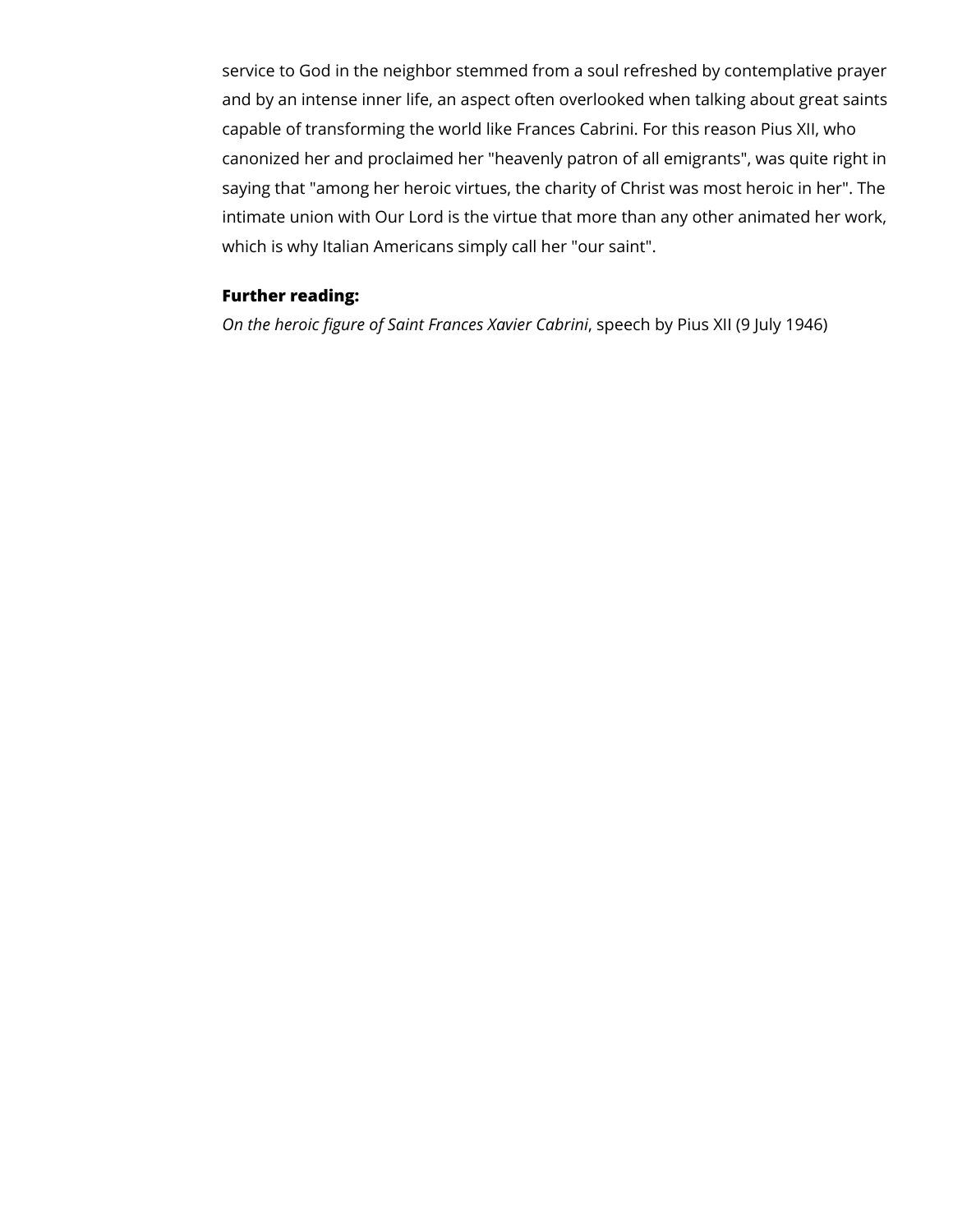service to God in the neighbor stemmed from a soul refreshed by contemplative prayer and by an intense inner life, an aspect often overlooked when talking about great saints capable of transforming the world like Frances Cabrini. For this reason Pius XII, who canonized her and proclaimed her "heavenly patron of all emigrants", was quite right in saying that "among her heroic virtues, the charity of Christ was most heroic in her". The intimate union with Our Lord is the virtue that more than any other animated her work, which is why Italian Americans simply call her "our saint".

**Further reading:**

*On the heroic figure of Saint Frances Xavier Cabrini*, speech by Pius XII (9 July 1946)